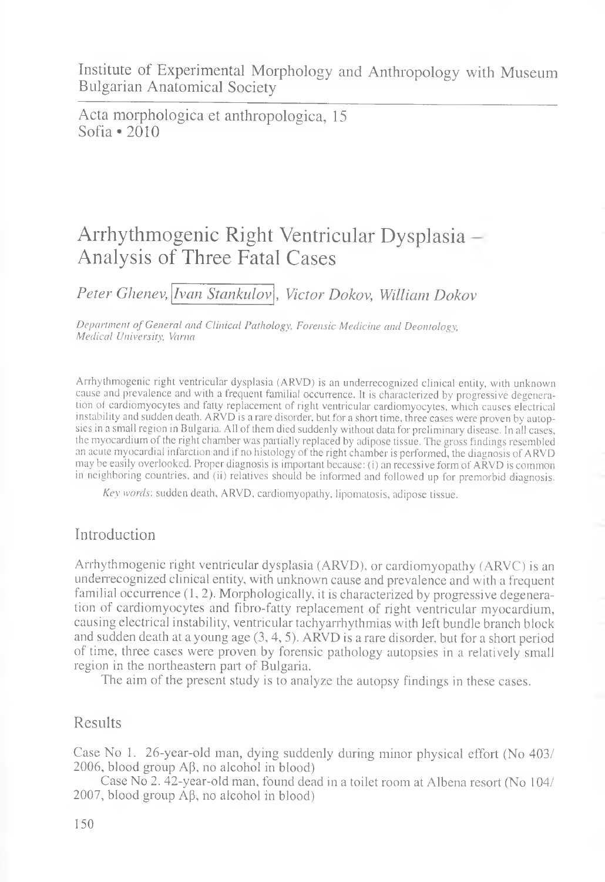Institute of Experimental Morphology and Anthropology with Museum
Bulgarian Anatomical Society

Acta morphologica et anthropologica, 15
Sofia • 2010

# Arrhythmogenic Right Ventricular Dysplasia – Analysis of Three Fatal Cases

*Peter Ghenev, Ivan Stankulov, Victor Dokov, William Dokov*

*Department of General and Clinical Pathology, Forensic Medicine and Deontology, Medical University, Varna*

Arrhythmogenic right ventricular dysplasia (ARVD) is an underrecognized clinical entity, with unknown cause and prevalence and with a frequent familial occurrence. It is characterized by progressive degeneration of cardiomyocytes and fatty replacement of right ventricular cardiomyocytes, which causes electrical instability and sudden death. ARVD is a rare disorder, but for a short time, three cases were proven by autopsies in a small region in Bulgaria. All of them died suddenly without data for preliminary disease. In all cases, the myocardium of the right chamber was partially replaced by adipose tissue. The gross findings resembled an acute myocardial infarction and if no histology of the right chamber is performed, the diagnosis of ARVD may be easily overlooked. Proper diagnosis is important because: (i) an recessive form of ARVD is common in neighboring countries, and (ii) relatives should be informed and followed up for premorbid diagnosis.

*Key words*: sudden death, ARVD, cardiomyopathy, lipomatosis, adipose tissue.

## Introduction

Arrhythmogenic right ventricular dysplasia (ARVD), or cardiomyopathy (ARVC) is an underrecognized clinical entity, with unknown cause and prevalence and with a frequent familial occurrence (1, 2). Morphologically, it is characterized by progressive degeneration of cardiomyocytes and fibro-fatty replacement of right ventricular myocardium, causing electrical instability, ventricular tachyarrhythmias with left bundle branch block and sudden death at a young age (3, 4, 5). ARVD is a rare disorder, but for a short period of time, three cases were proven by forensic pathology autopsies in a relatively small region in the northeastern part of Bulgaria.

The aim of the present study is to analyze the autopsy findings in these cases.

## Results

Case No 1. 26-year-old man, dying suddenly during minor physical effort (No 403/2006, blood group Aβ, no alcohol in blood)

Case No 2. 42-year-old man, found dead in a toilet room at Albena resort (No 104/2007, blood group Aβ, no alcohol in blood)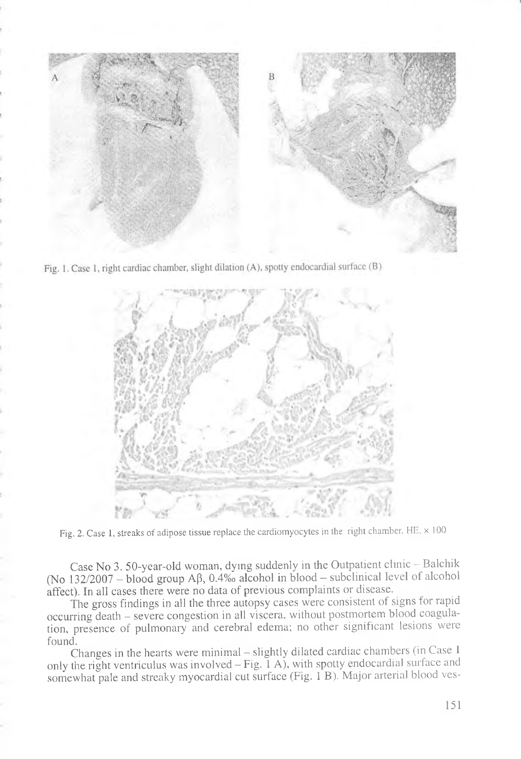Fig. 1. Case 1, right cardiac chamber, slight dilation (A), spotty endocardial surface (B)

Fig. 2. Case 1, streaks of adipose tissue replace the cardiomyocytes in the right chamber. HE, × 100

Case No 3. 50-year-old woman, dying suddenly in the Outpatient clinic – Balchik (No 132/2007 – blood group Aβ, 0.4‰ alcohol in blood – subclinical level of alcohol affect). In all cases there were no data of previous complaints or disease.

The gross findings in all the three autopsy cases were consistent of signs for rapid occurring death – severe congestion in all viscera, without postmortem blood coagulation, presence of pulmonary and cerebral edema; no other significant lesions were found.

Changes in the hearts were minimal – slightly dilated cardiac chambers (in Case 1 only the right ventriculus was involved – Fig. 1 A), with spotty endocardial surface and somewhat pale and streaky myocardial cut surface (Fig. 1 B). Major arterial blood ves-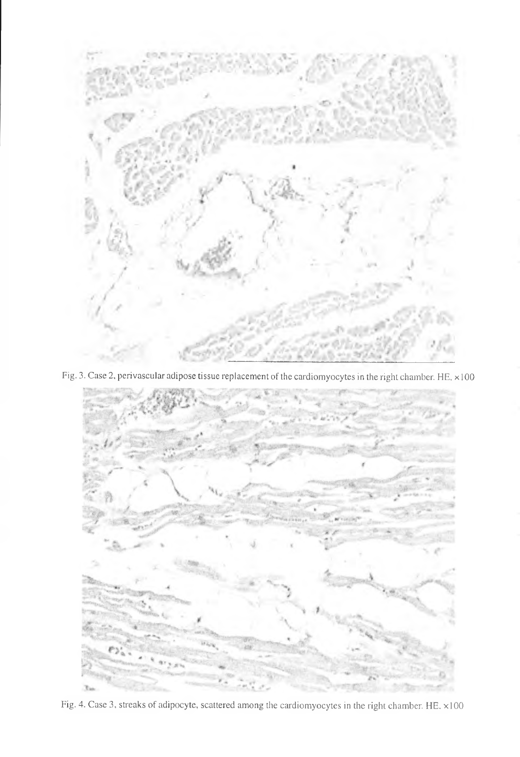Fig. 3. Case 2, perivascular adipose tissue replacement of the cardiomyocytes in the right chamber. HE. ×100

Fig. 4. Case 3, streaks of adipocyte, scattered among the cardiomyocytes in the right chamber. HE. ×100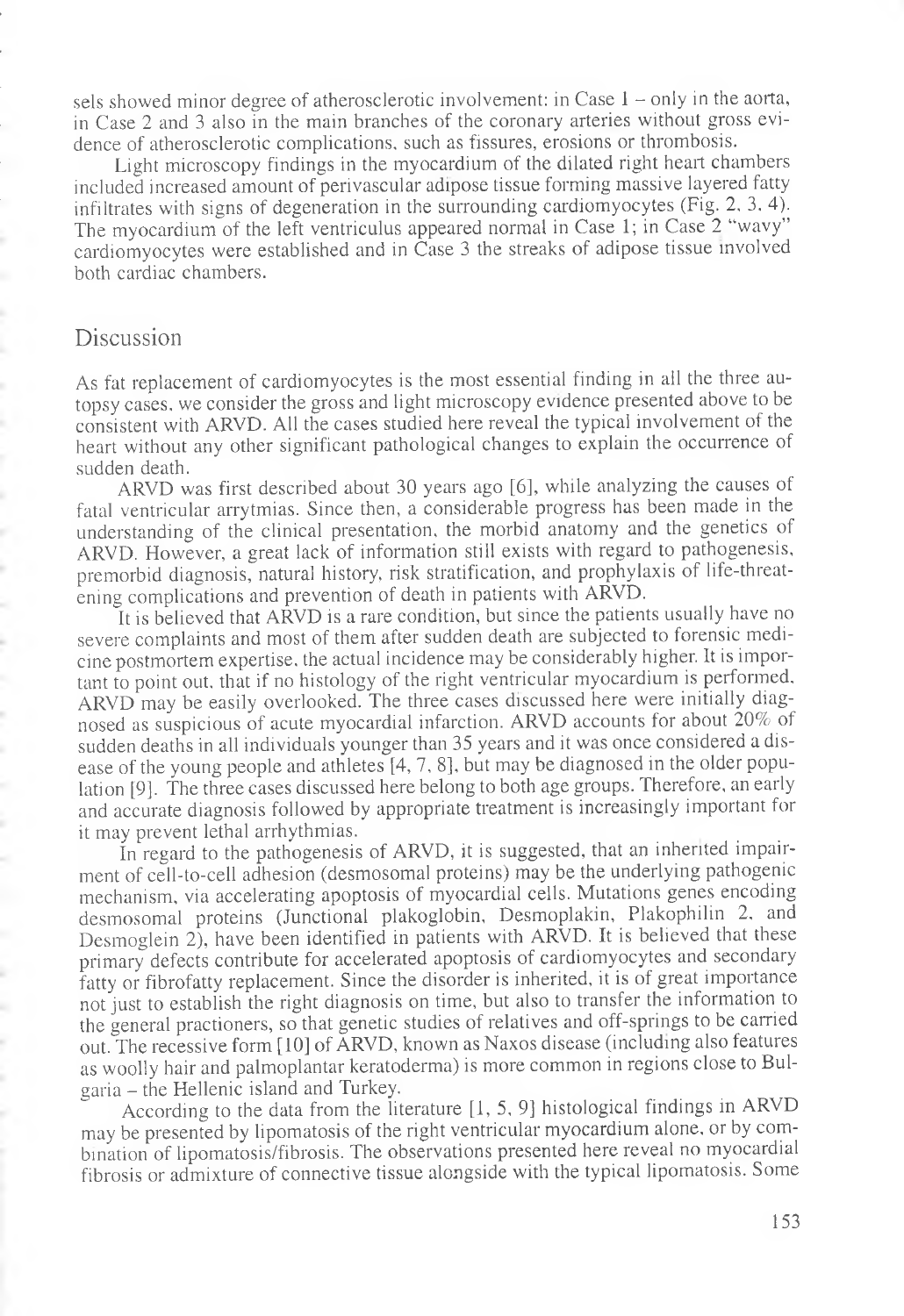sels showed minor degree of atherosclerotic involvement: in Case 1 – only in the aorta, in Case 2 and 3 also in the main branches of the coronary arteries without gross evidence of atherosclerotic complications, such as fissures, erosions or thrombosis.

Light microscopy findings in the myocardium of the dilated right heart chambers included increased amount of perivascular adipose tissue forming massive layered fatty infiltrates with signs of degeneration in the surrounding cardiomyocytes (Fig. 2, 3, 4). The myocardium of the left ventriculus appeared normal in Case 1; in Case 2 "wavy" cardiomyocytes were established and in Case 3 the streaks of adipose tissue involved both cardiac chambers.

## Discussion

As fat replacement of cardiomyocytes is the most essential finding in all the three autopsy cases, we consider the gross and light microscopy evidence presented above to be consistent with ARVD. All the cases studied here reveal the typical involvement of the heart without any other significant pathological changes to explain the occurrence of sudden death.

ARVD was first described about 30 years ago [6], while analyzing the causes of fatal ventricular arrytmias. Since then, a considerable progress has been made in the understanding of the clinical presentation, the morbid anatomy and the genetics of ARVD. However, a great lack of information still exists with regard to pathogenesis, premorbid diagnosis, natural history, risk stratification, and prophylaxis of life-threatening complications and prevention of death in patients with ARVD.

It is believed that ARVD is a rare condition, but since the patients usually have no severe complaints and most of them after sudden death are subjected to forensic medicine postmortem expertise, the actual incidence may be considerably higher. It is important to point out, that if no histology of the right ventricular myocardium is performed, ARVD may be easily overlooked. The three cases discussed here were initially diagnosed as suspicious of acute myocardial infarction. ARVD accounts for about 20% of sudden deaths in all individuals younger than 35 years and it was once considered a disease of the young people and athletes [4, 7, 8], but may be diagnosed in the older population [9]. The three cases discussed here belong to both age groups. Therefore, an early and accurate diagnosis followed by appropriate treatment is increasingly important for it may prevent lethal arrhythmias.

In regard to the pathogenesis of ARVD, it is suggested, that an inherited impairment of cell-to-cell adhesion (desmosomal proteins) may be the underlying pathogenic mechanism, via accelerating apoptosis of myocardial cells. Mutations genes encoding desmosomal proteins (Junctional plakoglobin, Desmoplakin, Plakophilin 2, and Desmoglein 2), have been identified in patients with ARVD. It is believed that these primary defects contribute for accelerated apoptosis of cardiomyocytes and secondary fatty or fibrofatty replacement. Since the disorder is inherited, it is of great importance not just to establish the right diagnosis on time, but also to transfer the information to the general practioners, so that genetic studies of relatives and off-springs to be carried out. The recessive form [10] of ARVD, known as Naxos disease (including also features as woolly hair and palmoplantar keratoderma) is more common in regions close to Bulgaria – the Hellenic island and Turkey.

According to the data from the literature [1, 5, 9] histological findings in ARVD may be presented by lipomatosis of the right ventricular myocardium alone, or by combination of lipomatosis/fibrosis. The observations presented here reveal no myocardial fibrosis or admixture of connective tissue alongside with the typical lipomatosis. Some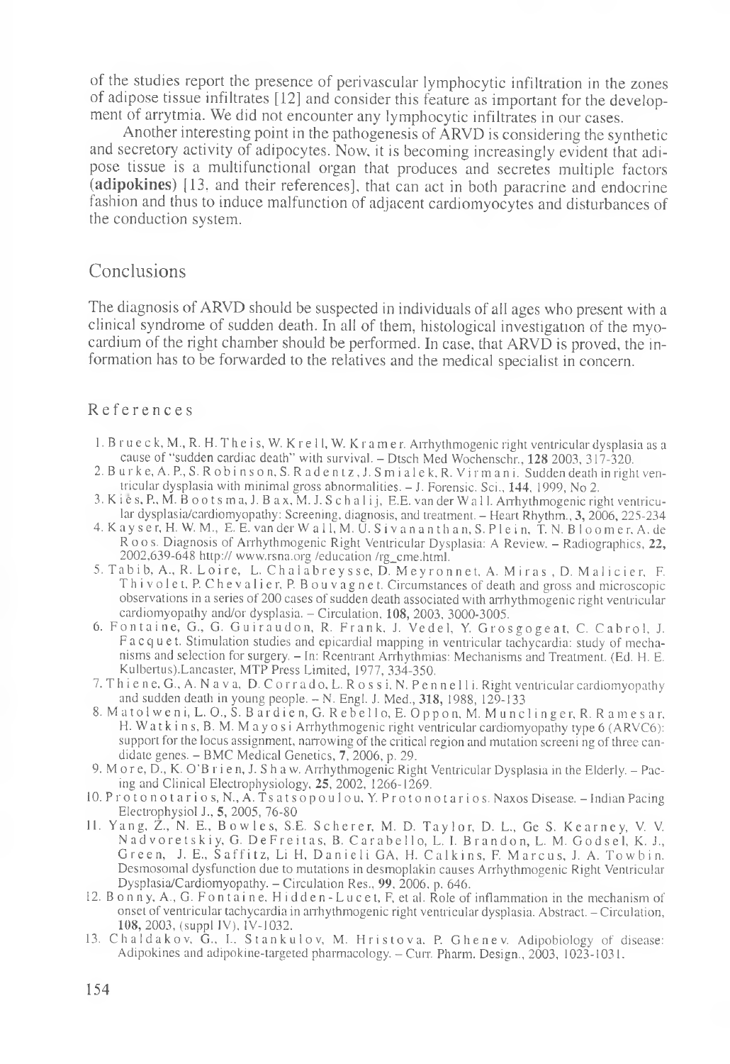of the studies report the presence of perivascular lymphocytic infiltration in the zones of adipose tissue infiltrates [12] and consider this feature as important for the development of arrytmia. We did not encounter any lymphocytic infiltrates in our cases.

Another interesting point in the pathogenesis of ARVD is considering the synthetic and secretory activity of adipocytes. Now, it is becoming increasingly evident that adipose tissue is a multifunctional organ that produces and secretes multiple factors (**adipokines**) [13, and their references], that can act in both paracrine and endocrine fashion and thus to induce malfunction of adjacent cardiomyocytes and disturbances of the conduction system.

## Conclusions

The diagnosis of ARVD should be suspected in individuals of all ages who present with a clinical syndrome of sudden death. In all of them, histological investigation of the myocardium of the right chamber should be performed. In case, that ARVD is proved, the information has to be forwarded to the relatives and the medical specialist in concern.

## References

1. Brueck, M., R. H. Theis, W. Krell, W. Kramer. Arrhythmogenic right ventricular dysplasia as a cause of "sudden cardiac death" with survival. – Dtsch Med Wochenschr., **128** 2003, 317-320.
2. Burke, A. P., S. Robinson, S. Radentz, J. Smialek, R. Virmani. Sudden death in right ventricular dysplasia with minimal gross abnormalities. – J. Forensic. Sci., **144**, 1999, No 2.
3. Kiès, P., M. Bootsma, J. Bax, M. J. Schalij, E.E. van der Wall. Arrhythmogenic right ventricular dysplasia/cardiomyopathy: Screening, diagnosis, and treatment. – Heart Rhythm., **3**, 2006, 225-234
4. Kayser, H. W. M., E. E. van der Wall, M. U. Sivananthan, S. Plein, T. N. Bloomer, A. de Roos. Diagnosis of Arrhythmogenic Right Ventricular Dysplasia: A Review. – Radiographics, **22**, 2002,639-648 http:// www.rsna.org /education /rg_cme.html.
5. Tabib, A., R. Loire, L. Chalabreysse, D. Meyronnet, A. Miras, D. Malicier, F. Thivolet, P. Chevalier, P. Bouvagnet. Circumstances of death and gross and microscopic observations in a series of 200 cases of sudden death associated with arrhythmogenic right ventricular cardiomyopathy and/or dysplasia. – Circulation, **108**, 2003, 3000-3005.
6. Fontaine, G., G. Guiraudon, R. Frank, J. Vedel, Y. Grosgogeat, C. Cabrol, J. Facquet. Stimulation studies and epicardial mapping in ventricular tachycardia: study of mechanisms and selection for surgery. – In: Rcentrant Arrhythmias: Mechanisms and Treatment. (Ed. H. E. Kulbertus).Lancaster, MTP Press Limited, 1977, 334-350.
7. Thiene, G., A. Nava, D. Corrado, L. Rossi, N. Pennelli. Right ventricular cardiomyopathy and sudden death in young people. – N. Engl. J. Med., **318**, 1988, 129-133
8. Matolweni, L. O., S. Bardien, G. Rebello, E. Oppon, M. Munclinger, R. Ramesar, H. Watkins, B. M. Mayosi Arrhythmogenic right ventricular cardiomyopathy type 6 (ARVC6): support for the locus assignment, narrowing of the critical region and mutation screeni ng of three candidate genes. – BMC Medical Genetics, **7**, 2006, p. 29.
9. More, D., K. O'Brien, J. Shaw. Arrhythmogenic Right Ventricular Dysplasia in the Elderly. – Pacing and Clinical Electrophysiology, **25**, 2002, 1266-1269.
10. Protonotarios, N., A. Tsatsopoulou, Y. Protonotarios. Naxos Disease. – Indian Pacing Electrophysiol J., **5**, 2005, 76-80
11. Yang, Z., N. E., Bowles, S.E. Scherer, M. D. Taylor, D. L., Ge S. Kearney, V. V. Nadvoretskiy, G. DeFreitas, B. Carabello, L. I. Brandon, L. M. Godsel, K. J., Green, J. E., Saffitz, Li H, Danieli GA, H. Calkins, F. Marcus, J. A. Towbin. Desmosomal dysfunction due to mutations in desmoplakin causes Arrhythmogenic Right Ventricular Dysplasia/Cardiomyopathy. – Circulation Res., **99**, 2006, p. 646.
12. Bonny, A., G. Fontaine, Hidden-Lucet, F, et al. Role of inflammation in the mechanism of onset of ventricular tachycardia in arrhythmogenic right ventricular dysplasia. Abstract. – Circulation, **108**, 2003, (suppl IV), IV-1032.
13. Chaldakov, G., I.. Stankulov, M. Hristova, P. Ghenev. Adipobiology of disease: Adipokines and adipokine-targeted pharmacology. – Curr. Pharm. Design., 2003, 1023-1031.